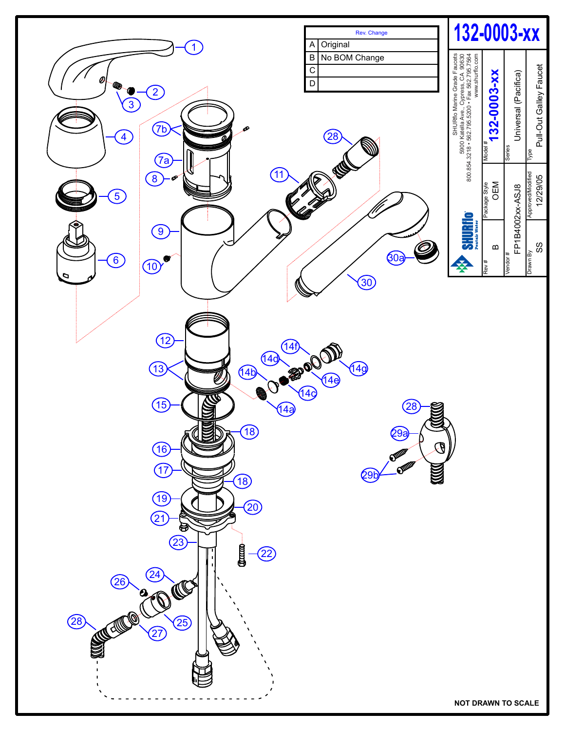# 132-0003-xx

| Rev. | Change |
|---|---|
| A | Original |
| B | No BOM Change |
| C | |
| D | |

SHURflo Marine Grade Faucets
5900 Katella Ave., Cypress, CA 90630
800.854.3218 • 562.795.5200 • Fax 562.795.7564
www.shurflo.com

SHURflo Pentair Water

| | |
|---|---|
| Model # | 132-0003-xx |
| Series | Universal (Pacifica) |
| Type | Pull-Out Galley Faucet |
| Rev # | B |
| Package Style | OEM |
| Vendor # | FP1B4002xx-ASJ8 |
| Approved/Modified | 12/29/05 |
| Drawn By | SS |

1, 2, 3, 4, 5, 6, 7a, 7b, 8, 9, 10, 11, 12, 13, 14a, 14b, 14c, 14d, 14e, 14f, 14g, 15, 16, 17, 18, 19, 20, 21, 22, 23, 24, 25, 26, 27, 28, 29a, 29b, 30, 30a

NOT DRAWN TO SCALE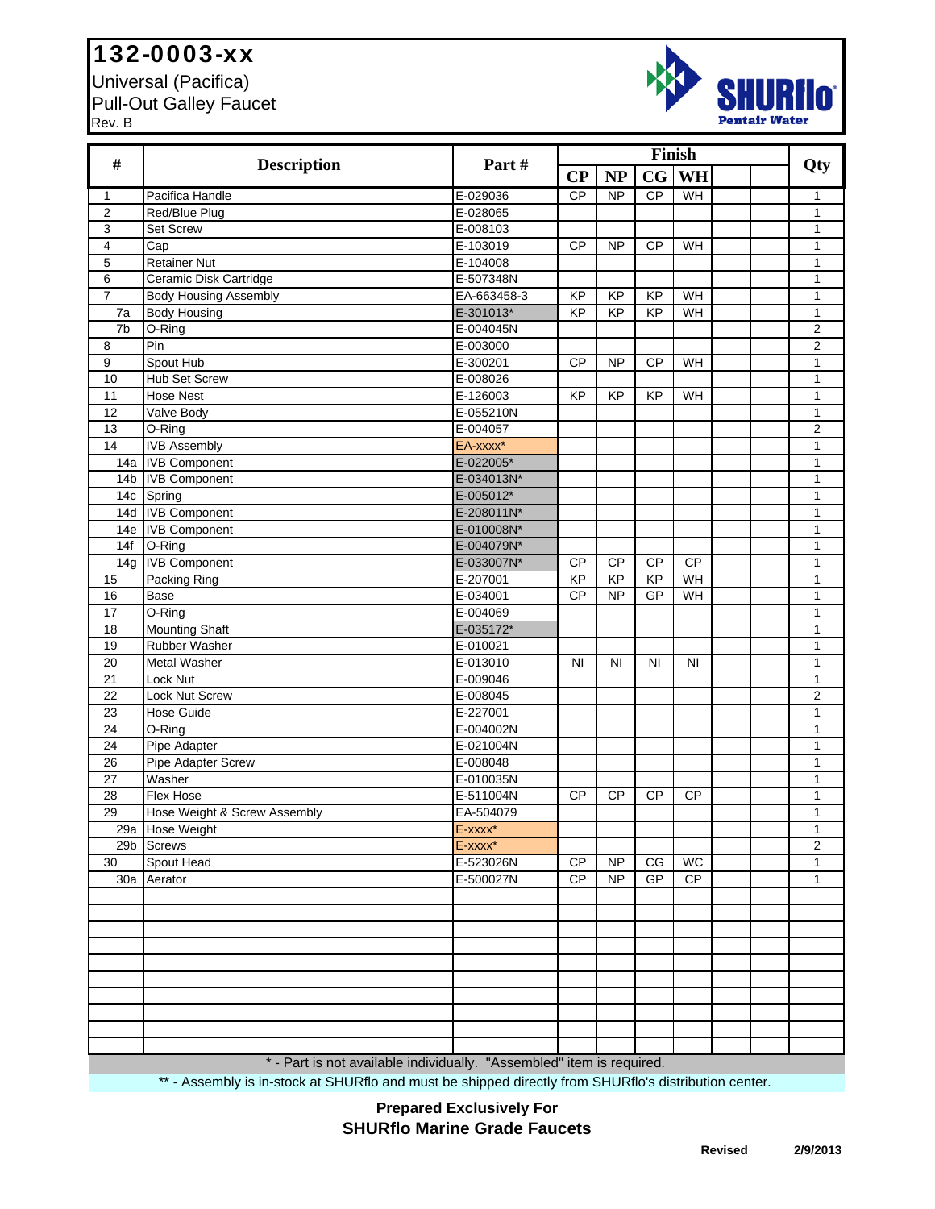# 132-0003-xx

Universal (Pacifica)
Pull-Out Galley Faucet
Rev. B

SHURflo Pentair Water

| # | Description | Part # | Finish | | | | | | Qty |
|---|---|---|---|---|---|---|---|---|---|
| | | | CP | NP | CG | WH | | | |
| 1 | Pacifica Handle | E-029036 | CP | NP | CP | WH | | | 1 |
| 2 | Red/Blue Plug | E-028065 | | | | | | | 1 |
| 3 | Set Screw | E-008103 | | | | | | | 1 |
| 4 | Cap | E-103019 | CP | NP | CP | WH | | | 1 |
| 5 | Retainer Nut | E-104008 | | | | | | | 1 |
| 6 | Ceramic Disk Cartridge | E-507348N | | | | | | | 1 |
| 7 | Body Housing Assembly | EA-663458-3 | KP | KP | KP | WH | | | 1 |
| 7a | Body Housing | E-301013* | KP | KP | KP | WH | | | 1 |
| 7b | O-Ring | E-004045N | | | | | | | 2 |
| 8 | Pin | E-003000 | | | | | | | 2 |
| 9 | Spout Hub | E-300201 | CP | NP | CP | WH | | | 1 |
| 10 | Hub Set Screw | E-008026 | | | | | | | 1 |
| 11 | Hose Nest | E-126003 | KP | KP | KP | WH | | | 1 |
| 12 | Valve Body | E-055210N | | | | | | | 1 |
| 13 | O-Ring | E-004057 | | | | | | | 2 |
| 14 | IVB Assembly | EA-xxxx* | | | | | | | 1 |
| 14a | IVB Component | E-022005* | | | | | | | 1 |
| 14b | IVB Component | E-034013N* | | | | | | | 1 |
| 14c | Spring | E-005012* | | | | | | | 1 |
| 14d | IVB Component | E-208011N* | | | | | | | 1 |
| 14e | IVB Component | E-010008N* | | | | | | | 1 |
| 14f | O-Ring | E-004079N* | | | | | | | 1 |
| 14g | IVB Component | E-033007N* | CP | CP | CP | CP | | | 1 |
| 15 | Packing Ring | E-207001 | KP | KP | KP | WH | | | 1 |
| 16 | Base | E-034001 | CP | NP | GP | WH | | | 1 |
| 17 | O-Ring | E-004069 | | | | | | | 1 |
| 18 | Mounting Shaft | E-035172* | | | | | | | 1 |
| 19 | Rubber Washer | E-010021 | | | | | | | 1 |
| 20 | Metal Washer | E-013010 | NI | NI | NI | NI | | | 1 |
| 21 | Lock Nut | E-009046 | | | | | | | 1 |
| 22 | Lock Nut Screw | E-008045 | | | | | | | 2 |
| 23 | Hose Guide | E-227001 | | | | | | | 1 |
| 24 | O-Ring | E-004002N | | | | | | | 1 |
| 24 | Pipe Adapter | E-021004N | | | | | | | 1 |
| 26 | Pipe Adapter Screw | E-008048 | | | | | | | 1 |
| 27 | Washer | E-010035N | | | | | | | 1 |
| 28 | Flex Hose | E-511004N | CP | CP | CP | CP | | | 1 |
| 29 | Hose Weight & Screw Assembly | EA-504079 | | | | | | | 1 |
| 29a | Hose Weight | E-xxxx* | | | | | | | 1 |
| 29b | Screws | E-xxxx* | | | | | | | 2 |
| 30 | Spout Head | E-523026N | CP | NP | CG | WC | | | 1 |
| 30a | Aerator | E-500027N | CP | NP | GP | CP | | | 1 |

* - Part is not available individually. "Assembled" item is required.

** - Assembly is in-stock at SHURflo and must be shipped directly from SHURflo's distribution center.

**Prepared Exclusively For**
**SHURflo Marine Grade Faucets**

**Revised** **2/9/2013**